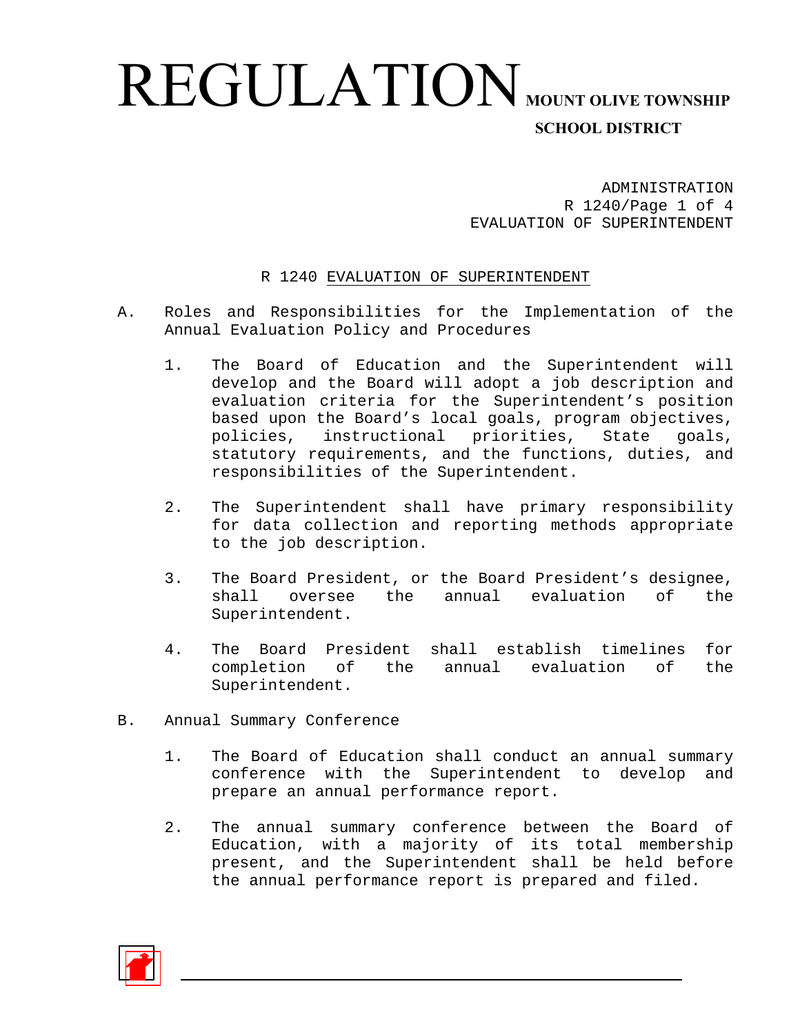# REGULATION

**MOUNT OLIVE TOWNSHIP SCHOOL DISTRICT**

ADMINISTRATION
R 1240/Page 1 of 4
EVALUATION OF SUPERINTENDENT

## R 1240 EVALUATION OF SUPERINTENDENT

A. Roles and Responsibilities for the Implementation of the Annual Evaluation Policy and Procedures

1. The Board of Education and the Superintendent will develop and the Board will adopt a job description and evaluation criteria for the Superintendent's position based upon the Board's local goals, program objectives, policies, instructional priorities, State goals, statutory requirements, and the functions, duties, and responsibilities of the Superintendent.

2. The Superintendent shall have primary responsibility for data collection and reporting methods appropriate to the job description.

3. The Board President, or the Board President's designee, shall oversee the annual evaluation of the Superintendent.

4. The Board President shall establish timelines for completion of the annual evaluation of the Superintendent.

B. Annual Summary Conference

1. The Board of Education shall conduct an annual summary conference with the Superintendent to develop and prepare an annual performance report.

2. The annual summary conference between the Board of Education, with a majority of its total membership present, and the Superintendent shall be held before the annual performance report is prepared and filed.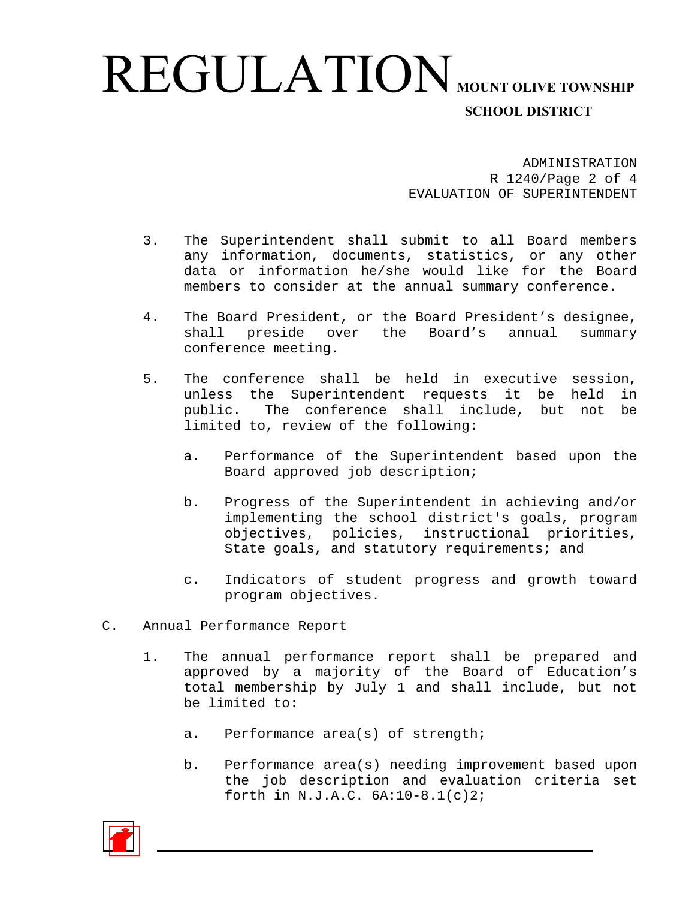3. The Superintendent shall submit to all Board members any information, documents, statistics, or any other data or information he/she would like for the Board members to consider at the annual summary conference.

4. The Board President, or the Board President's designee, shall preside over the Board's annual summary conference meeting.

5. The conference shall be held in executive session, unless the Superintendent requests it be held in public. The conference shall include, but not be limited to, review of the following:

   a. Performance of the Superintendent based upon the Board approved job description;

   b. Progress of the Superintendent in achieving and/or implementing the school district's goals, program objectives, policies, instructional priorities, State goals, and statutory requirements; and

   c. Indicators of student progress and growth toward program objectives.

C. Annual Performance Report

1. The annual performance report shall be prepared and approved by a majority of the Board of Education's total membership by July 1 and shall include, but not be limited to:

   a. Performance area(s) of strength;

   b. Performance area(s) needing improvement based upon the job description and evaluation criteria set forth in N.J.A.C. 6A:10-8.1(c)2;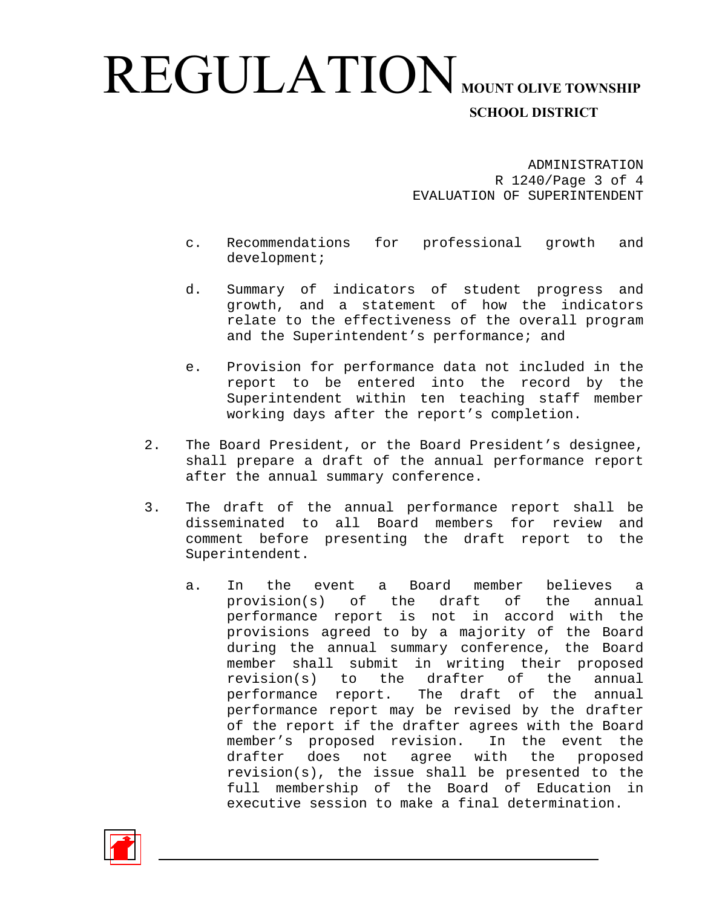c. Recommendations for professional growth and development;

d. Summary of indicators of student progress and growth, and a statement of how the indicators relate to the effectiveness of the overall program and the Superintendent's performance; and

e. Provision for performance data not included in the report to be entered into the record by the Superintendent within ten teaching staff member working days after the report's completion.

2. The Board President, or the Board President's designee, shall prepare a draft of the annual performance report after the annual summary conference.

3. The draft of the annual performance report shall be disseminated to all Board members for review and comment before presenting the draft report to the Superintendent.

   a. In the event a Board member believes a provision(s) of the draft of the annual performance report is not in accord with the provisions agreed to by a majority of the Board during the annual summary conference, the Board member shall submit in writing their proposed revision(s) to the drafter of the annual performance report. The draft of the annual performance report may be revised by the drafter of the report if the drafter agrees with the Board member's proposed revision. In the event the drafter does not agree with the proposed revision(s), the issue shall be presented to the full membership of the Board of Education in executive session to make a final determination.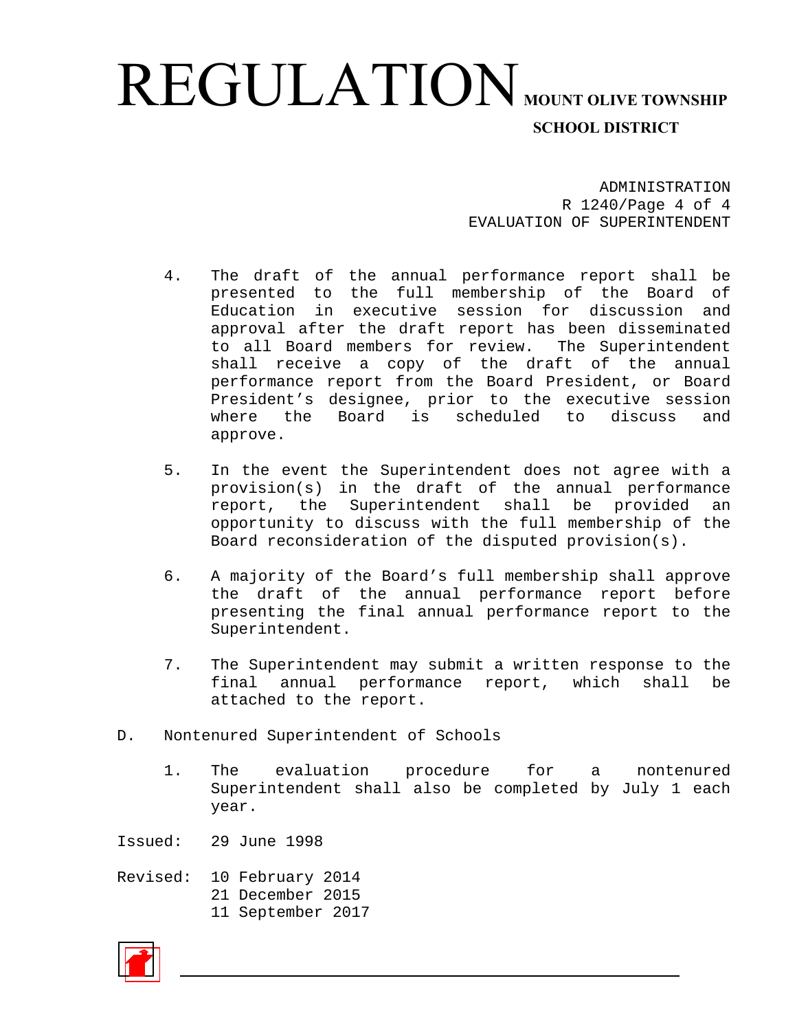4. The draft of the annual performance report shall be presented to the full membership of the Board of Education in executive session for discussion and approval after the draft report has been disseminated to all Board members for review. The Superintendent shall receive a copy of the draft of the annual performance report from the Board President, or Board President's designee, prior to the executive session where the Board is scheduled to discuss and approve.

5. In the event the Superintendent does not agree with a provision(s) in the draft of the annual performance report, the Superintendent shall be provided an opportunity to discuss with the full membership of the Board reconsideration of the disputed provision(s).

6. A majority of the Board's full membership shall approve the draft of the annual performance report before presenting the final annual performance report to the Superintendent.

7. The Superintendent may submit a written response to the final annual performance report, which shall be attached to the report.

D. Nontenured Superintendent of Schools

1. The evaluation procedure for a nontenured Superintendent shall also be completed by July 1 each year.

Issued: 29 June 1998

Revised: 10 February 2014
21 December 2015
11 September 2017